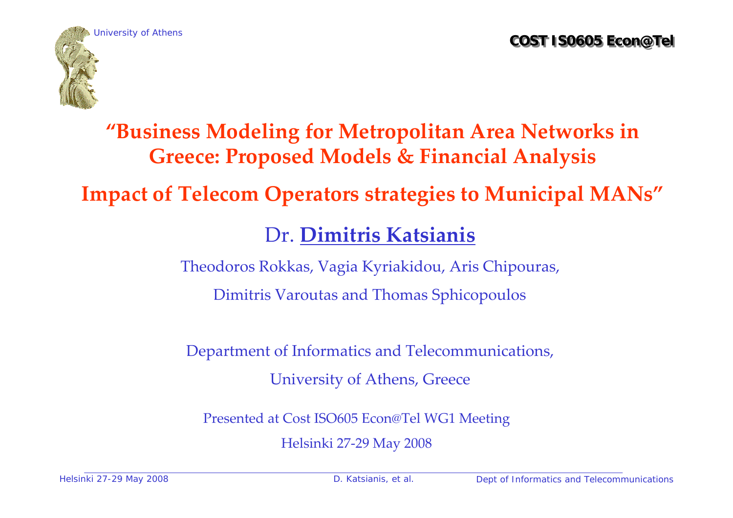University of Athens

**COST IS0605 Econ@Tel**

# "Business Modeling for Metropolitan Area Networks in Greece: Proposed Models & Financial Analysis

# Impact of Telecom Operators strategies to Municipal MANs"

## Dr. **Dimitris Katsianis**

Theodoros Rokkas, Vagia Kyriakidou, Aris Chipouras,

Dimitris Varoutas and Thomas Sphicopoulos

Department of Informatics and Telecommunications,

University of Athens, Greece

Presented at Cost ISO605 Econ@Tel WG1 Meeting

Helsinki 27-29 May 2008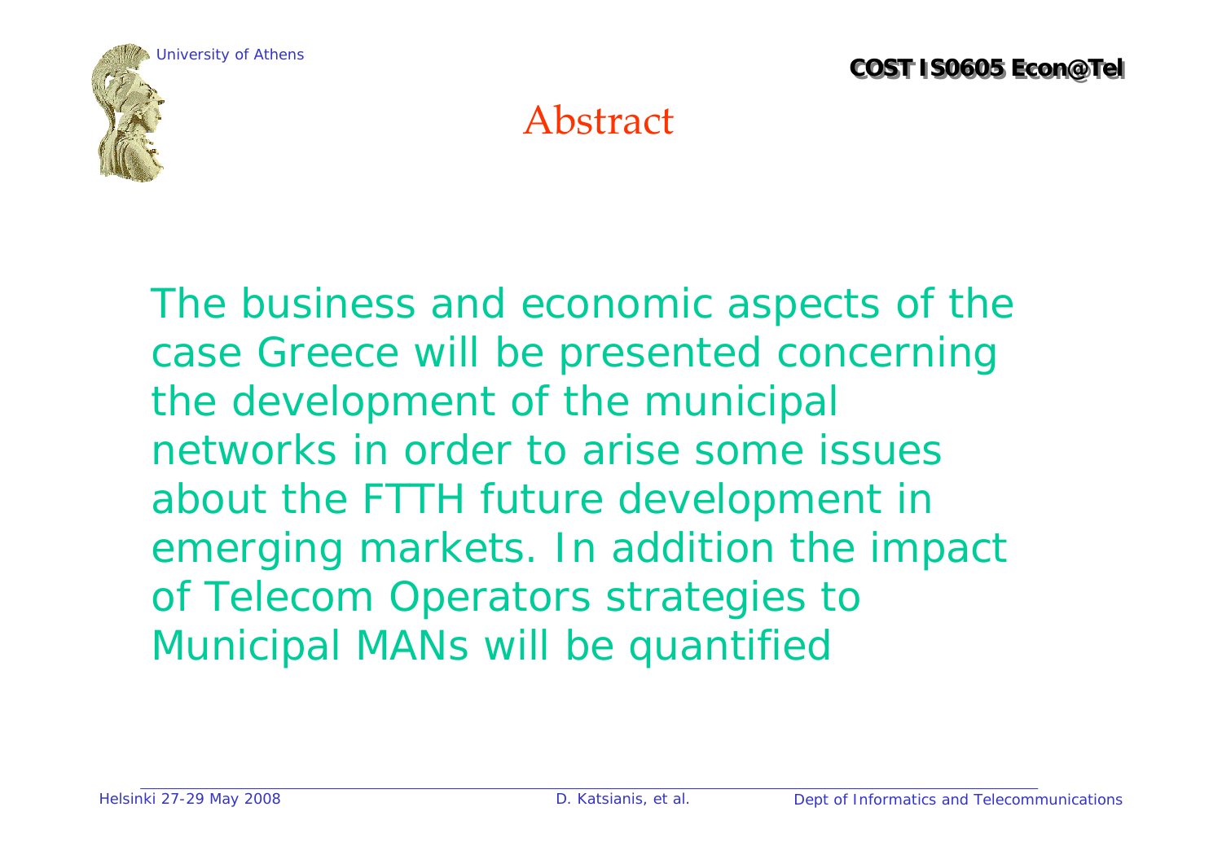# Abstract

The business and economic aspects of the case Greece will be presented concerning the development of the municipal networks in order to arise some issues about the FTTH future development in emerging markets. In addition the impact of Telecom Operators strategies to Municipal MANs will be quantified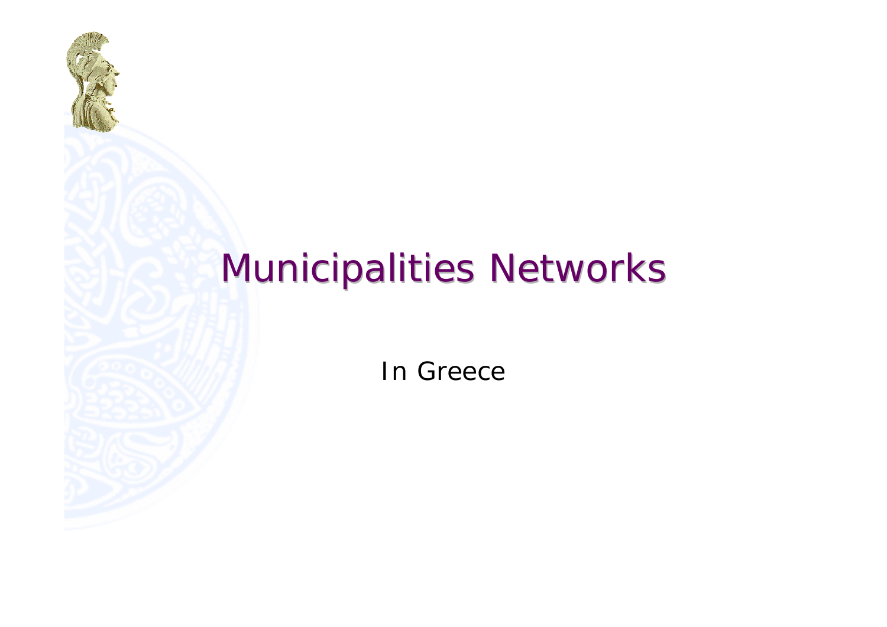# Municipalities Networks

In Greece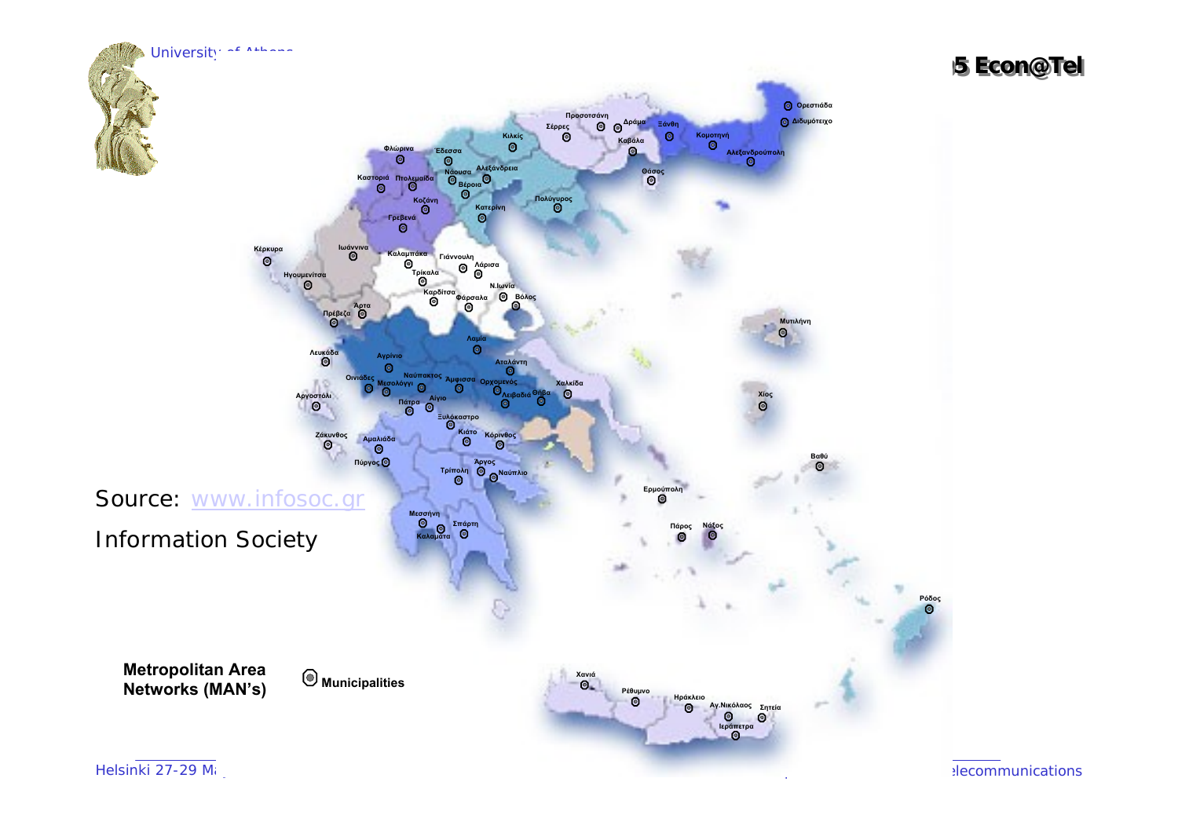Source: www.infosoc.gr

Information Society

**Metropolitan Area Networks (MAN's)**

Municipalities

Ορεστιάδα
Διδυμότειχο
Προσοτσάνη
Δράμα
Ξάνθη
Σέρρες
Κομοτηνή
Κιλκίς
Καβάλα
Αλεξανδρούπολη
Φλώρινα
Έδεσσα
Θάσος
Νάουσα
Αλεξάνδρεια
Καστοριά
Πτολεμαΐδα
Βέροια
Κοζάνη
Κατερίνη
Πολύγυρος
Γρεβενά
Κέρκυρα
Ιωάννινα
Καλαμπάκα
Γιάννουλη
Λάρισα
Τρίκαλα
Ηγουμενίτσα
Ν.Ιωνία
Καρδίτσα
Φάρσαλα
Βόλος
Άρτα
Πρέβεζα
Μυτιλήνη
Λαμία
Λευκάδα
Αγρίνιο
Αταλάντη
Ναύπακτος
Αμφισσα
Ορχομενός
Χαλκίδα
Οινιάδες
Μεσολόγγι
Λειβαδιά
Θήβα
Αργοστόλι
Αίγιο
Πάτρα
Χίος
Ξυλόκαστρο
Κιάτο
Κόρινθος
Ζάκυνθος
Αμαλιάδα
Βαθύ
Πύργος
Άργος
Τρίπολη
Ναύπλιο
Ερμούπολη
Μεσσήνη
Σπάρτη
Καλαμάτα
Πάρος
Νάξος
Ρόδος
Χανιά
Ρέθυμνο
Ηράκλειο
Αγ.Νικόλαος
Σητεία
Ιεράπετρα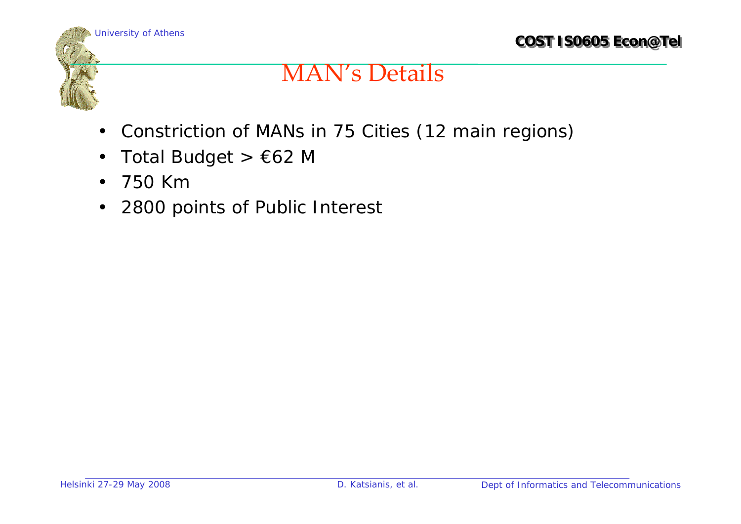# MAN's Details

- Constriction of MANs in 75 Cities (12 main regions)
- Total Budget > €62 M
- 750 Km
- 2800 points of Public Interest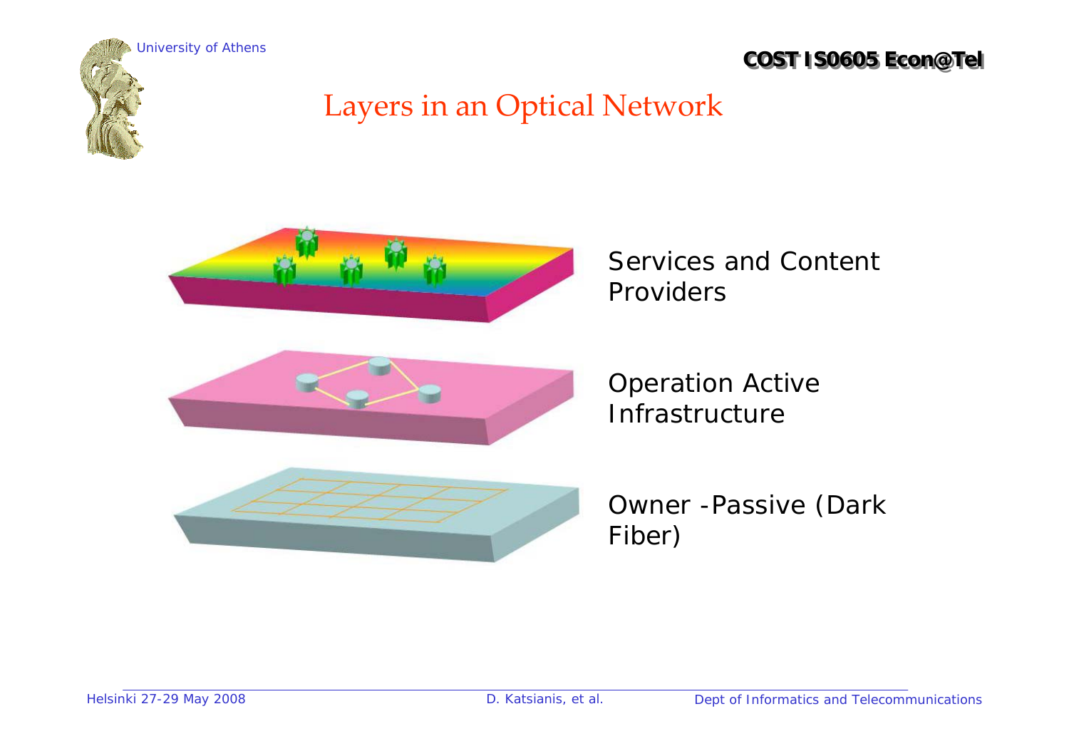# Layers in an Optical Network

Services and Content Providers

Operation Active Infrastructure

Owner -Passive (Dark Fiber)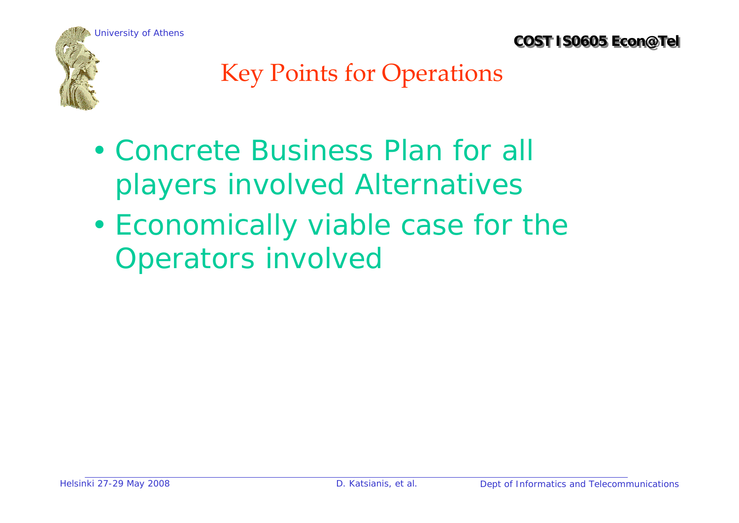# Key Points for Operations

- Concrete Business Plan for all players involved Alternatives
- Economically viable case for the Operators involved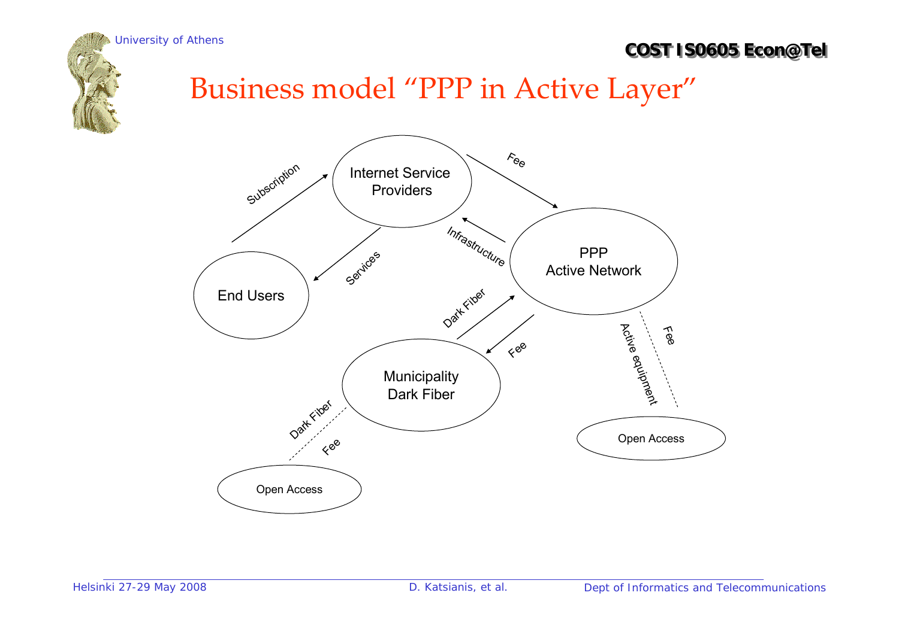# Business model "PPP in Active Layer"

- End Users → Internet Service Providers: Subscription
- Internet Service Providers → End Users: Services
- Internet Service Providers → PPP Active Network: Fee
- PPP Active Network → Internet Service Providers: Infrastructure
- Municipality Dark Fiber → PPP Active Network: Dark Fiber
- PPP Active Network → Municipality Dark Fiber: Fee
- Municipality Dark Fiber – Open Access: Dark Fiber, Fee
- PPP Active Network – Open Access: Active equipment, Fee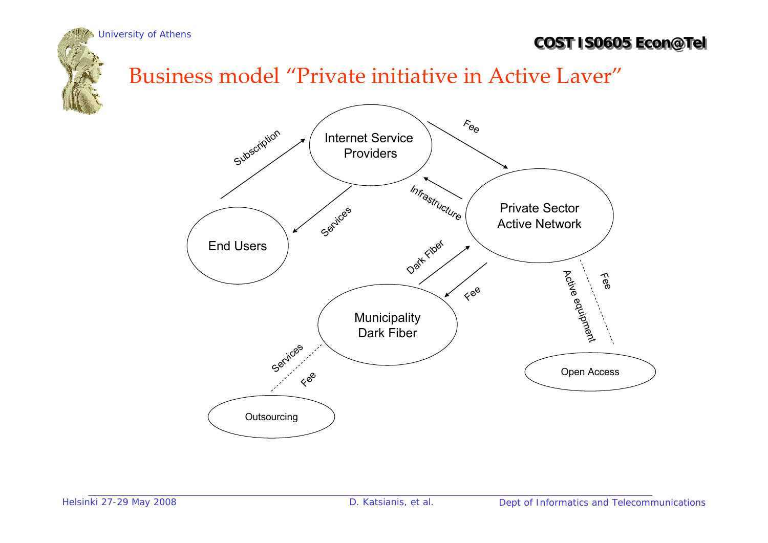# Business model "Private initiative in Active Laver"

- End Users → Internet Service Providers: Subscription
- Internet Service Providers → End Users: Services
- Internet Service Providers → Private Sector Active Network: Fee
- Private Sector Active Network → Internet Service Providers: Infrastructure
- Municipality Dark Fiber → Private Sector Active Network: Dark Fiber
- Private Sector Active Network → Municipality Dark Fiber: Fee
- Private Sector Active Network — Open Access: Active equipment, Fee
- Municipality Dark Fiber — Outsourcing: Services, Fee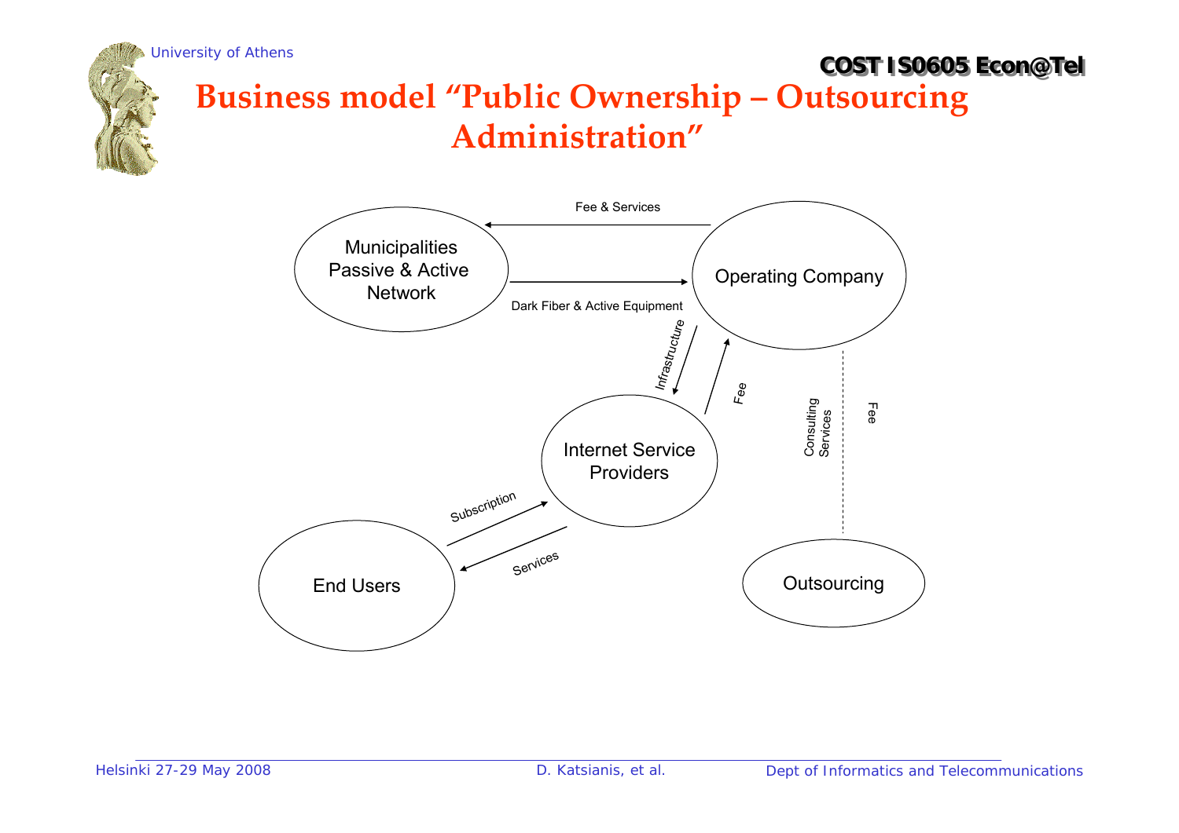# Business model "Public Ownership – Outsourcing Administration"

Fee & Services

Municipalities Passive & Active Network

Operating Company

Dark Fiber & Active Equipment

Infrastructure

Fee

Consulting Services

Fee

Internet Service Providers

Subscription

Services

End Users

Outsourcing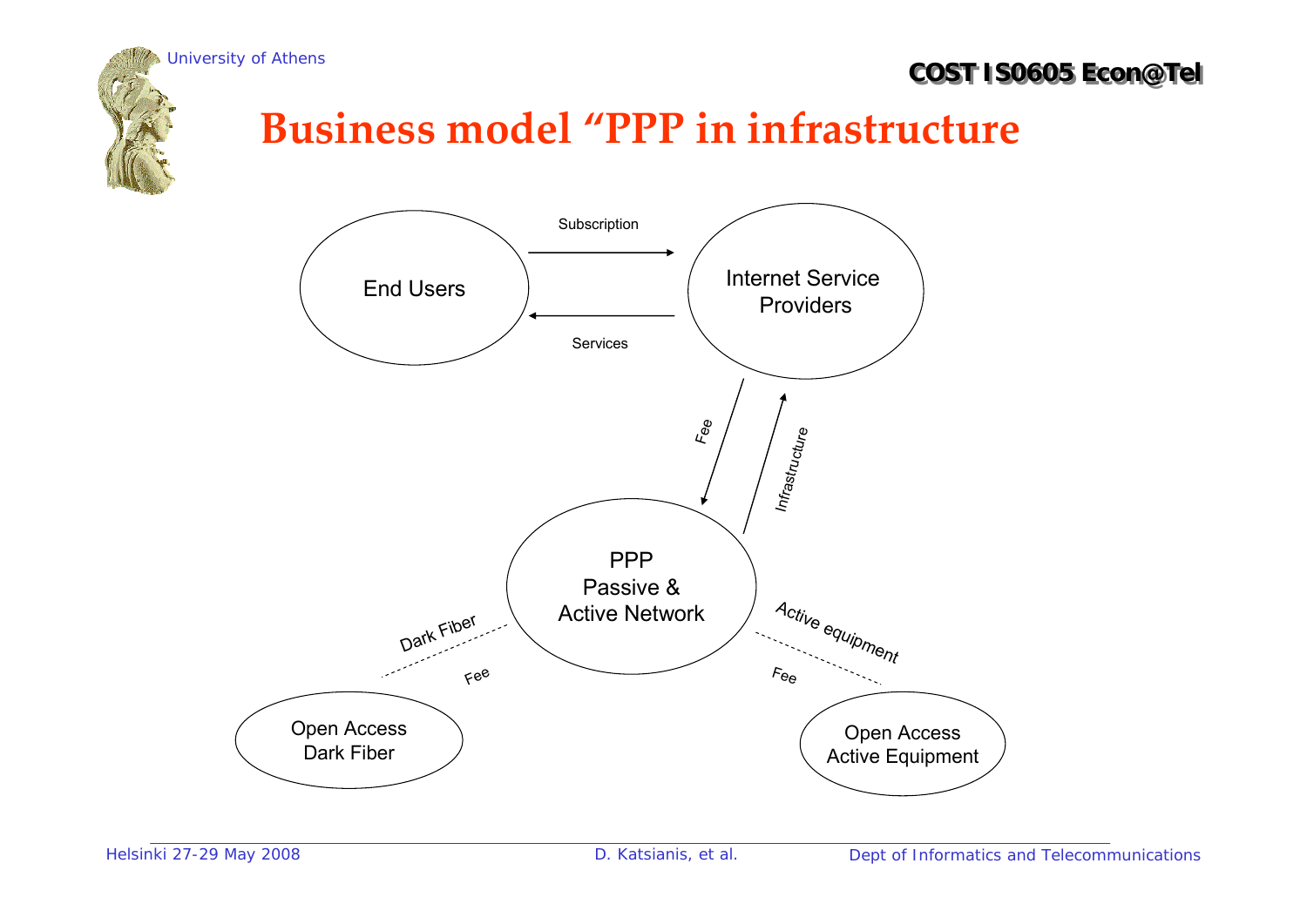# Business model "PPP in infrastructure

End Users

Subscription

Services

Internet Service Providers

Fee

Infrastructure

PPP
Passive &
Active Network

Dark Fiber

Fee

Active equipment

Fee

Open Access
Dark Fiber

Open Access
Active Equipment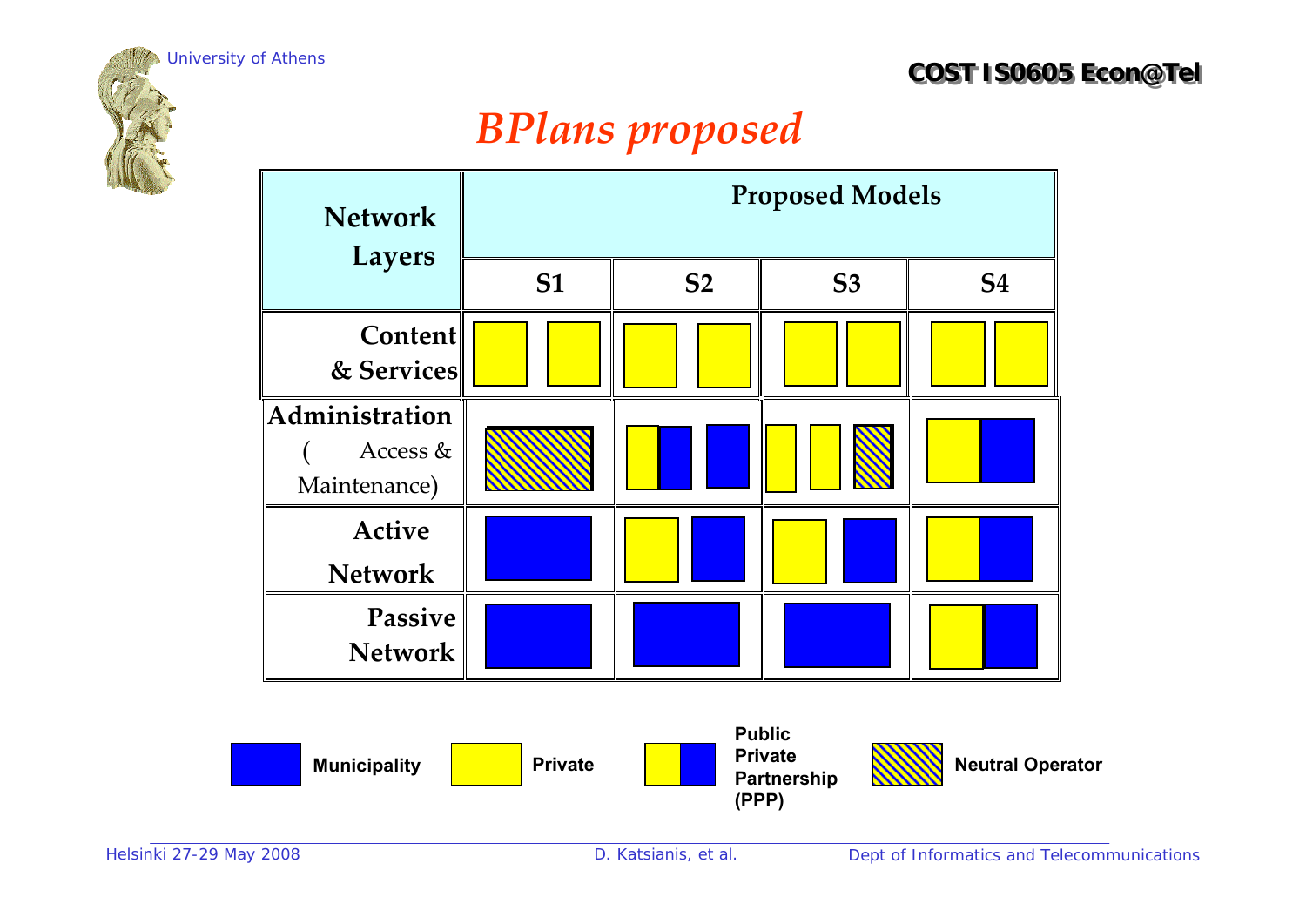# BPlans proposed

| Network Layers | Proposed Models | | | |
|---|---|---|---|---|
| | S1 | S2 | S3 | S4 |
| Content & Services | Private, Private | Private, Private | Private, Private | Private, Private |
| Administration (Access & Maintenance) | Neutral Operator | PPP, Municipality | Private, Private, Neutral Operator | PPP |
| Active Network | Municipality | Private, Municipality | Private, Municipality | PPP |
| Passive Network | Municipality | Municipality | Municipality | PPP |

Legend: Municipality; Private; Public Private Partnership (PPP); Neutral Operator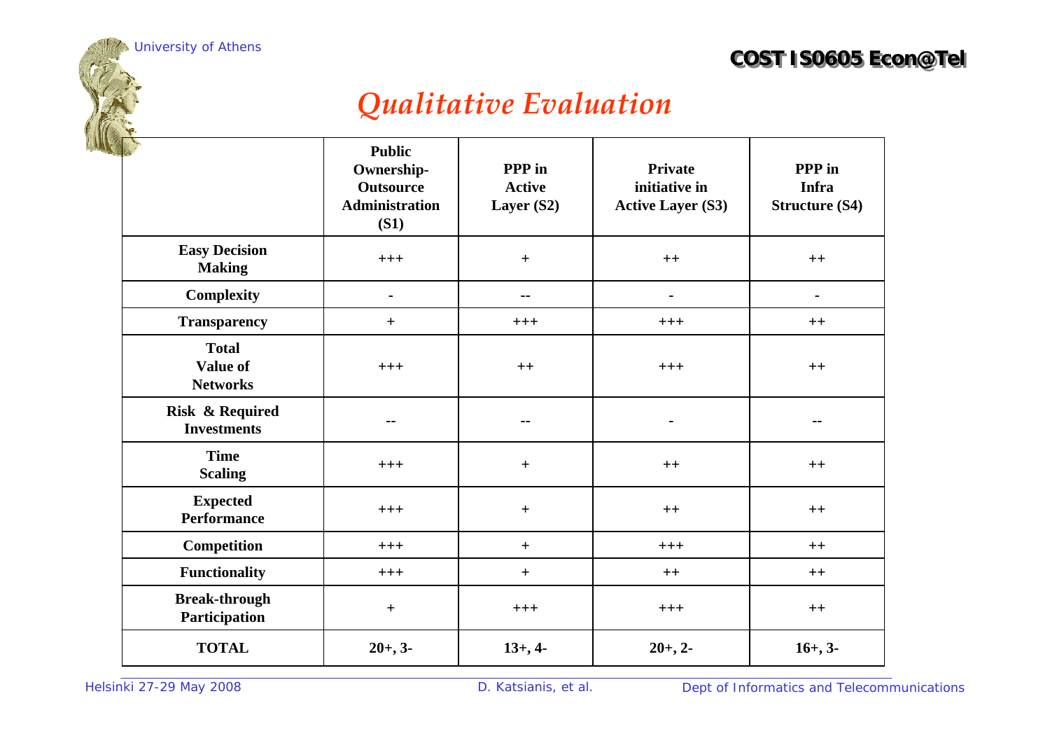# *Qualitative Evaluation*

| | Public Ownership-Outsource Administration (S1) | PPP in Active Layer (S2) | Private initiative in Active Layer (S3) | PPP in Infra Structure (S4) |
|---|---|---|---|---|
| **Easy Decision Making** | +++ | + | ++ | ++ |
| **Complexity** | - | -- | - | - |
| **Transparency** | + | +++ | +++ | ++ |
| **Total Value of Networks** | +++ | ++ | +++ | ++ |
| **Risk & Required Investments** | -- | -- | - | -- |
| **Time Scaling** | +++ | + | ++ | ++ |
| **Expected Performance** | +++ | + | ++ | ++ |
| **Competition** | +++ | + | +++ | ++ |
| **Functionality** | +++ | + | ++ | ++ |
| **Break-through Participation** | + | +++ | +++ | ++ |
| **TOTAL** | **20+, 3-** | **13+, 4-** | **20+, 2-** | **16+, 3-** |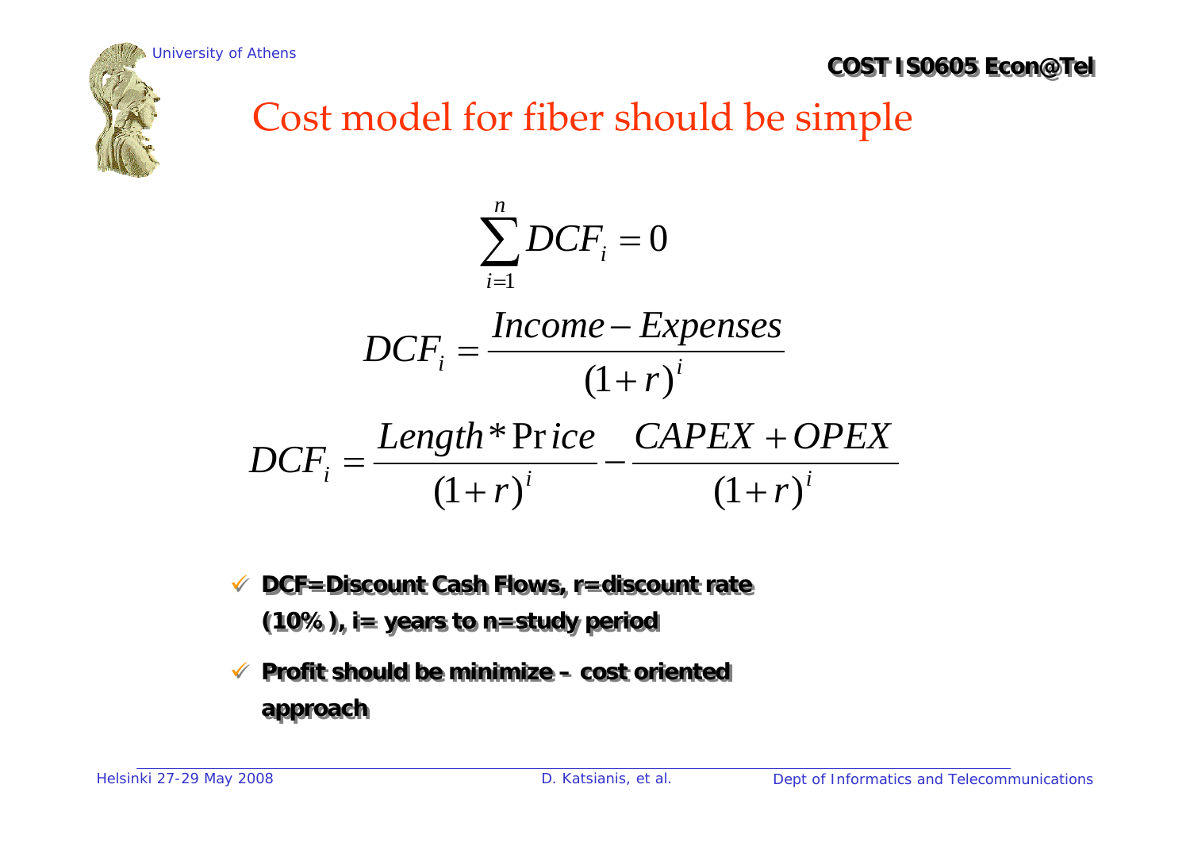# Cost model for fiber should be simple

$$\sum_{i=1}^{n} DCF_i = 0$$

$$DCF_i = \frac{Income - Expenses}{(1+r)^i}$$

$$DCF_i = \frac{Length * Price}{(1+r)^i} - \frac{CAPEX + OPEX}{(1+r)^i}$$

- **DCF=Discount Cash Flows, r=discount rate (10% ), i= years to n=study period**
- **Profit should be minimize – cost oriented approach**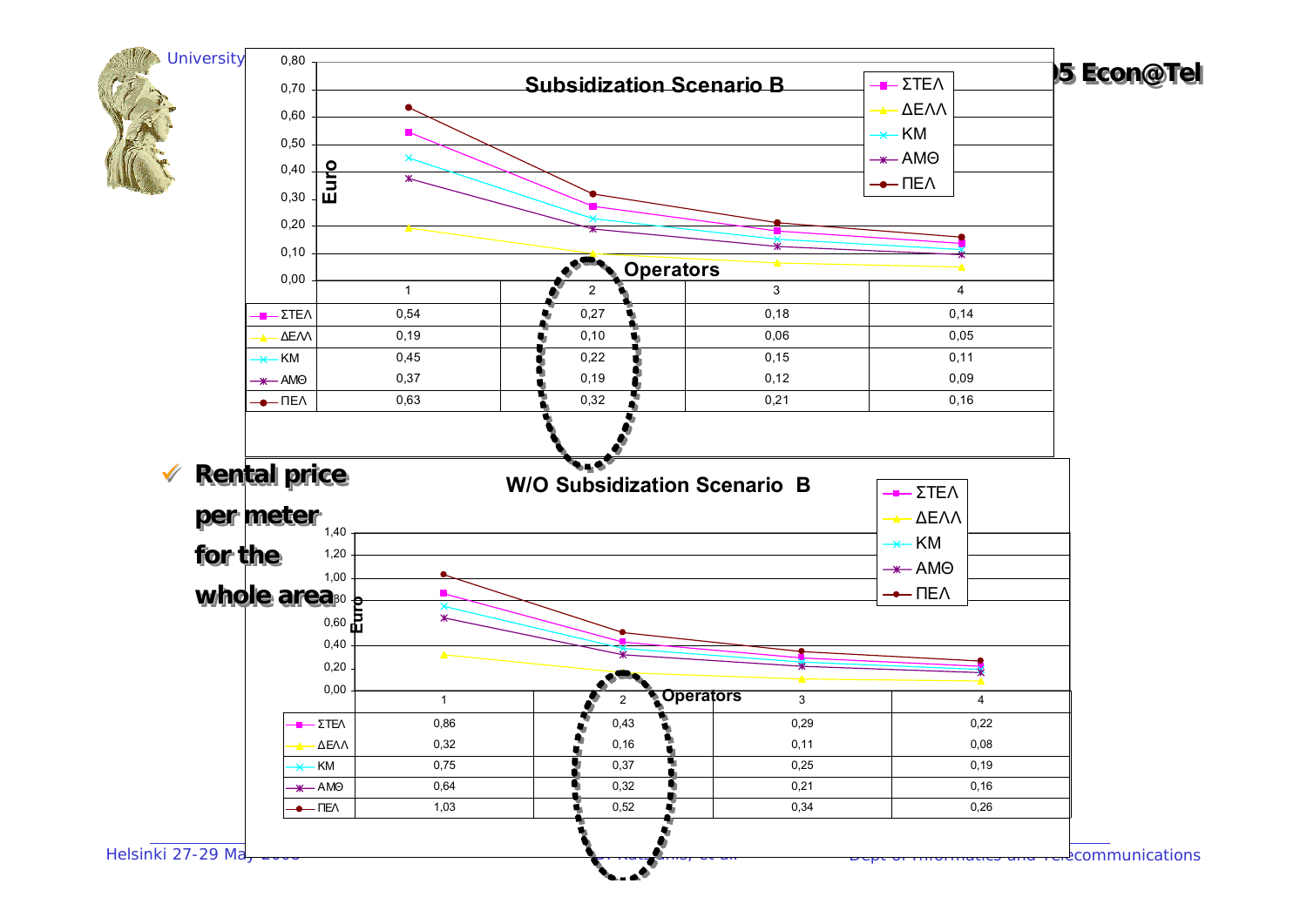## Subsidization Scenario B

| Operators | 1 | 2 | 3 | 4 |
|---|---|---|---|---|
| ΣΤΕΛ | 0,54 | 0,27 | 0,18 | 0,14 |
| ΔΕΛΛ | 0,19 | 0,10 | 0,06 | 0,05 |
| ΚΜ | 0,45 | 0,22 | 0,15 | 0,11 |
| ΑΜΘ | 0,37 | 0,19 | 0,12 | 0,09 |
| ΠΕΛ | 0,63 | 0,32 | 0,21 | 0,16 |

- **Rental price per meter for the whole area**

## W/O Subsidization Scenario B

| Operators | 1 | 2 | 3 | 4 |
|---|---|---|---|---|
| ΣΤΕΛ | 0,86 | 0,43 | 0,29 | 0,22 |
| ΔΕΛΛ | 0,32 | 0,16 | 0,11 | 0,08 |
| ΚΜ | 0,75 | 0,37 | 0,25 | 0,19 |
| ΑΜΘ | 0,64 | 0,32 | 0,21 | 0,16 |
| ΠΕΛ | 1,03 | 0,52 | 0,34 | 0,26 |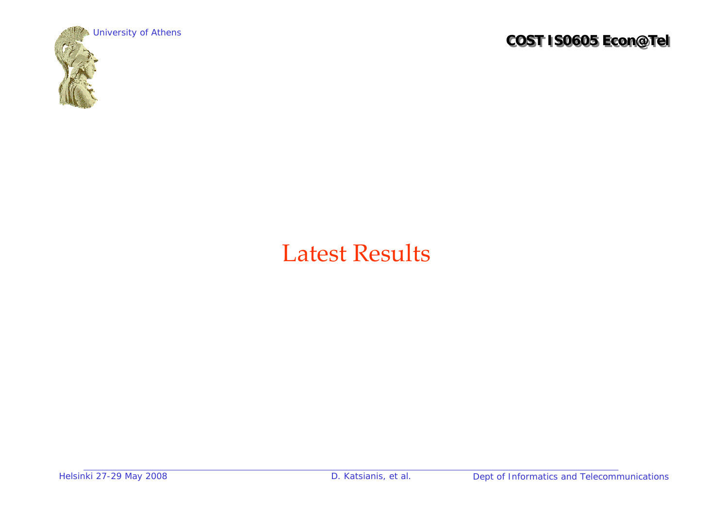# Latest Results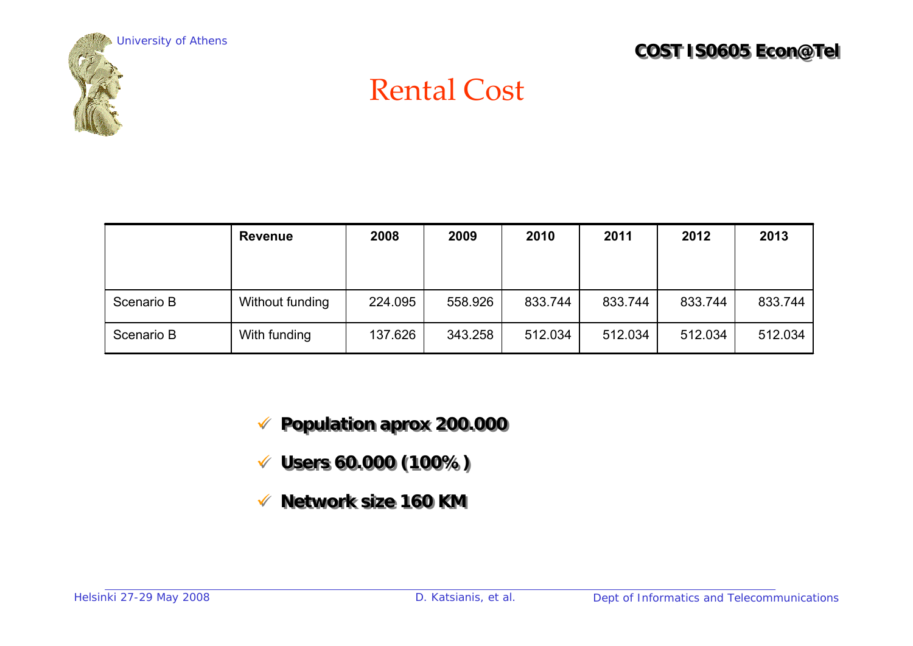# Rental Cost

| | Revenue | 2008 | 2009 | 2010 | 2011 | 2012 | 2013 |
|---|---|---|---|---|---|---|---|
| Scenario B | Without funding | 224.095 | 558.926 | 833.744 | 833.744 | 833.744 | 833.744 |
| Scenario B | With funding | 137.626 | 343.258 | 512.034 | 512.034 | 512.034 | 512.034 |

- **Population aprox 200.000**
- **Users 60.000 (100% )**
- **Network size 160 KM**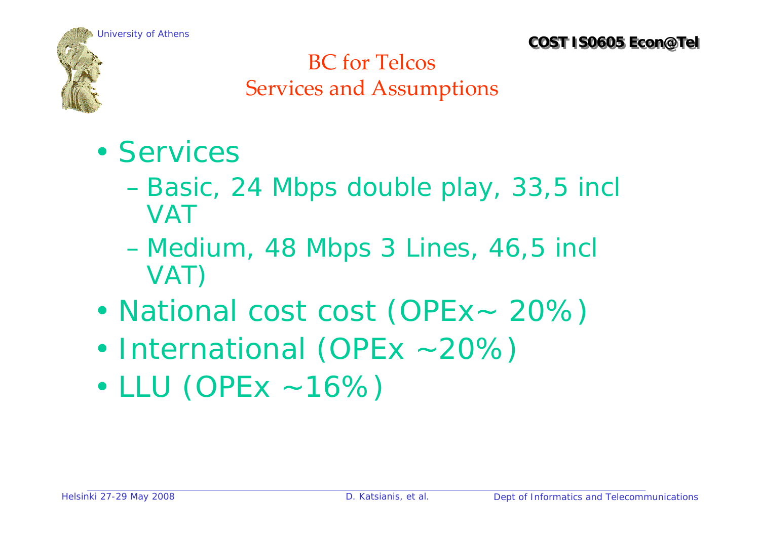# BC for Telcos
## Services and Assumptions

- Services
  - Basic, 24 Mbps double play, 33,5 incl VAT
  - Medium, 48 Mbps 3 Lines, 46,5 incl VAT)
- National cost cost (OPEx~ 20%)
- International (OPEx ~20%)
- LLU (OPEx ~16%)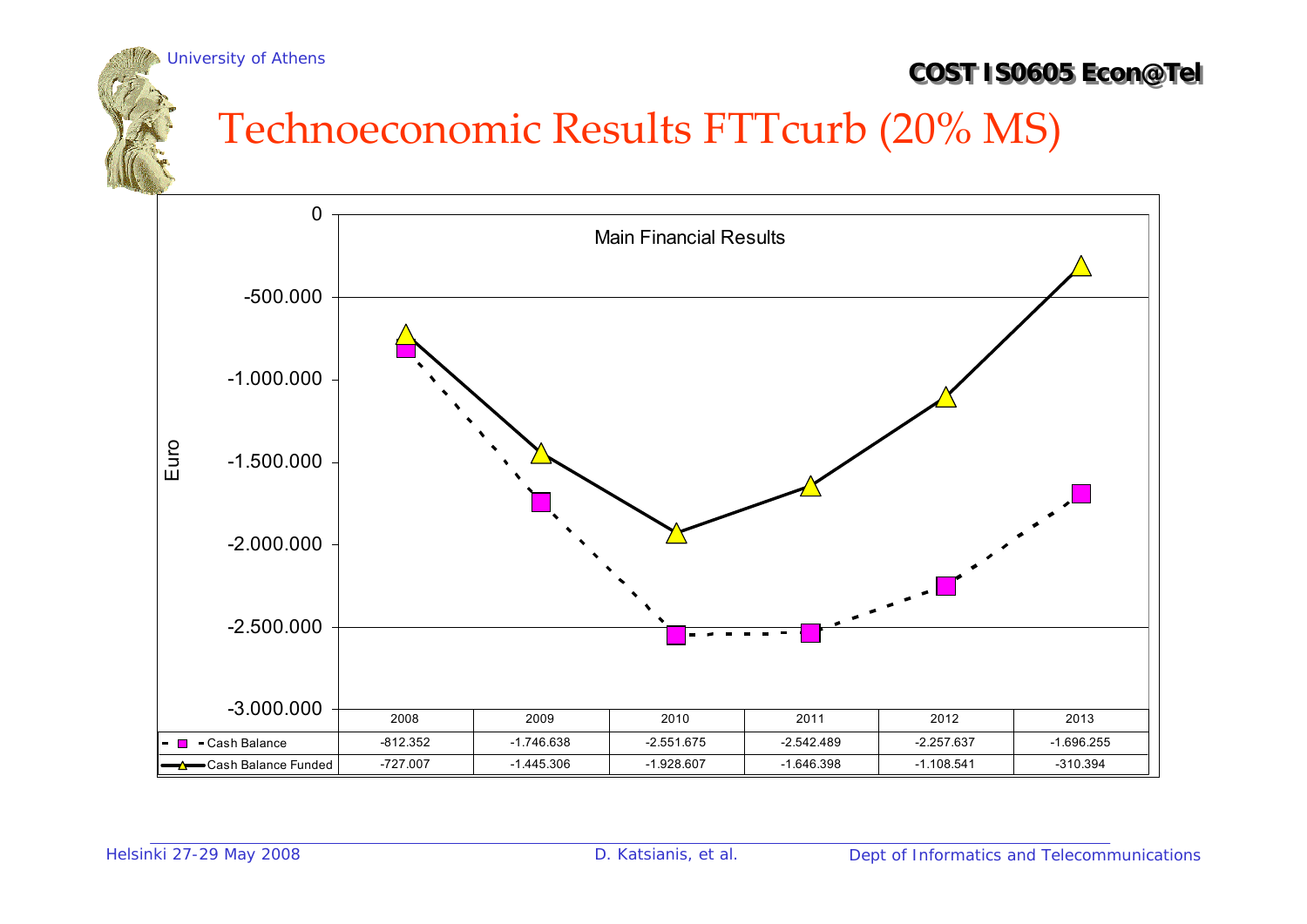# Technoeconomic Results FTTcurb (20% MS)

Main Financial Results

| | 2008 | 2009 | 2010 | 2011 | 2012 | 2013 |
|---|---|---|---|---|---|---|
| Cash Balance | -812.352 | -1.746.638 | -2.551.675 | -2.542.489 | -2.257.637 | -1.696.255 |
| Cash Balance Funded | -727.007 | -1.445.306 | -1.928.607 | -1.646.398 | -1.108.541 | -310.394 |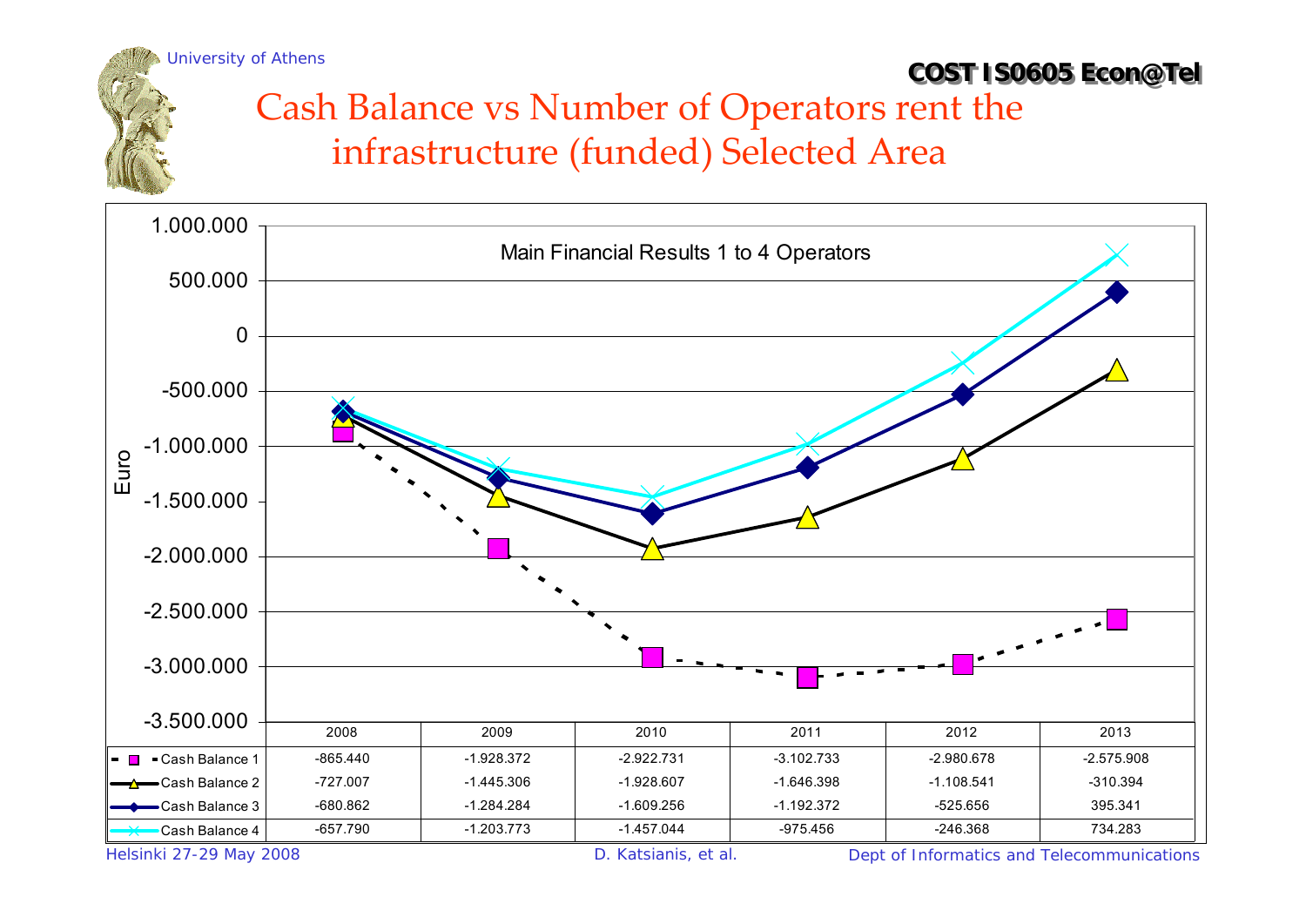# Cash Balance vs Number of Operators rent the infrastructure (funded) Selected Area

Main Financial Results 1 to 4 Operators

| | 2008 | 2009 | 2010 | 2011 | 2012 | 2013 |
|---|---|---|---|---|---|---|
| Cash Balance 1 | -865.440 | -1.928.372 | -2.922.731 | -3.102.733 | -2.980.678 | -2.575.908 |
| Cash Balance 2 | -727.007 | -1.445.306 | -1.928.607 | -1.646.398 | -1.108.541 | -310.394 |
| Cash Balance 3 | -680.862 | -1.284.284 | -1.609.256 | -1.192.372 | -525.656 | 395.341 |
| Cash Balance 4 | -657.790 | -1.203.773 | -1.457.044 | -975.456 | -246.368 | 734.283 |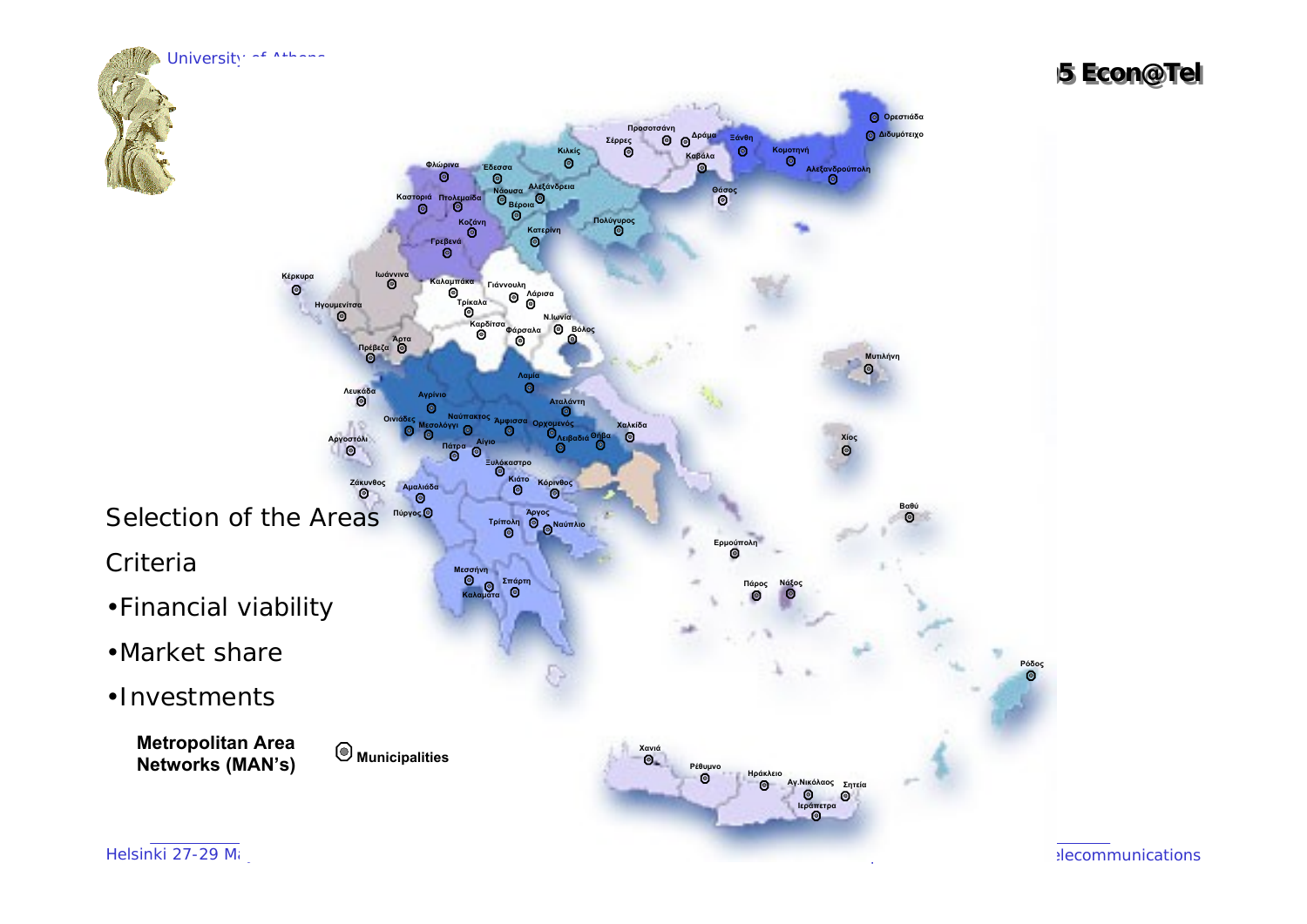Selection of the Areas

Criteria

- Financial viability
- Market share
- Investments

**Metropolitan Area Networks (MAN's)**

**Municipalities**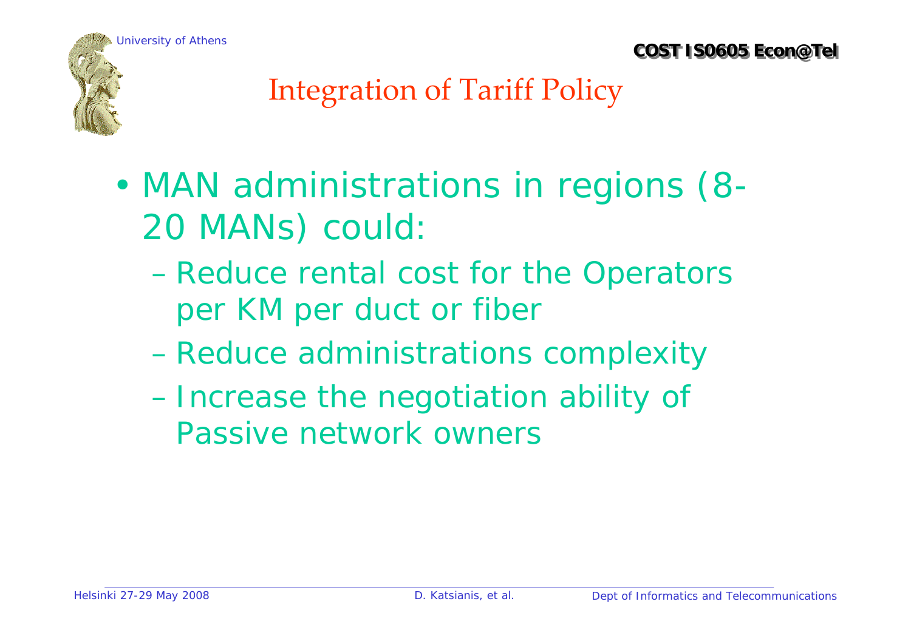# Integration of Tariff Policy

- MAN administrations in regions (8-20 MANs) could:
  - Reduce rental cost for the Operators per KM per duct or fiber
  - Reduce administrations complexity
  - Increase the negotiation ability of Passive network owners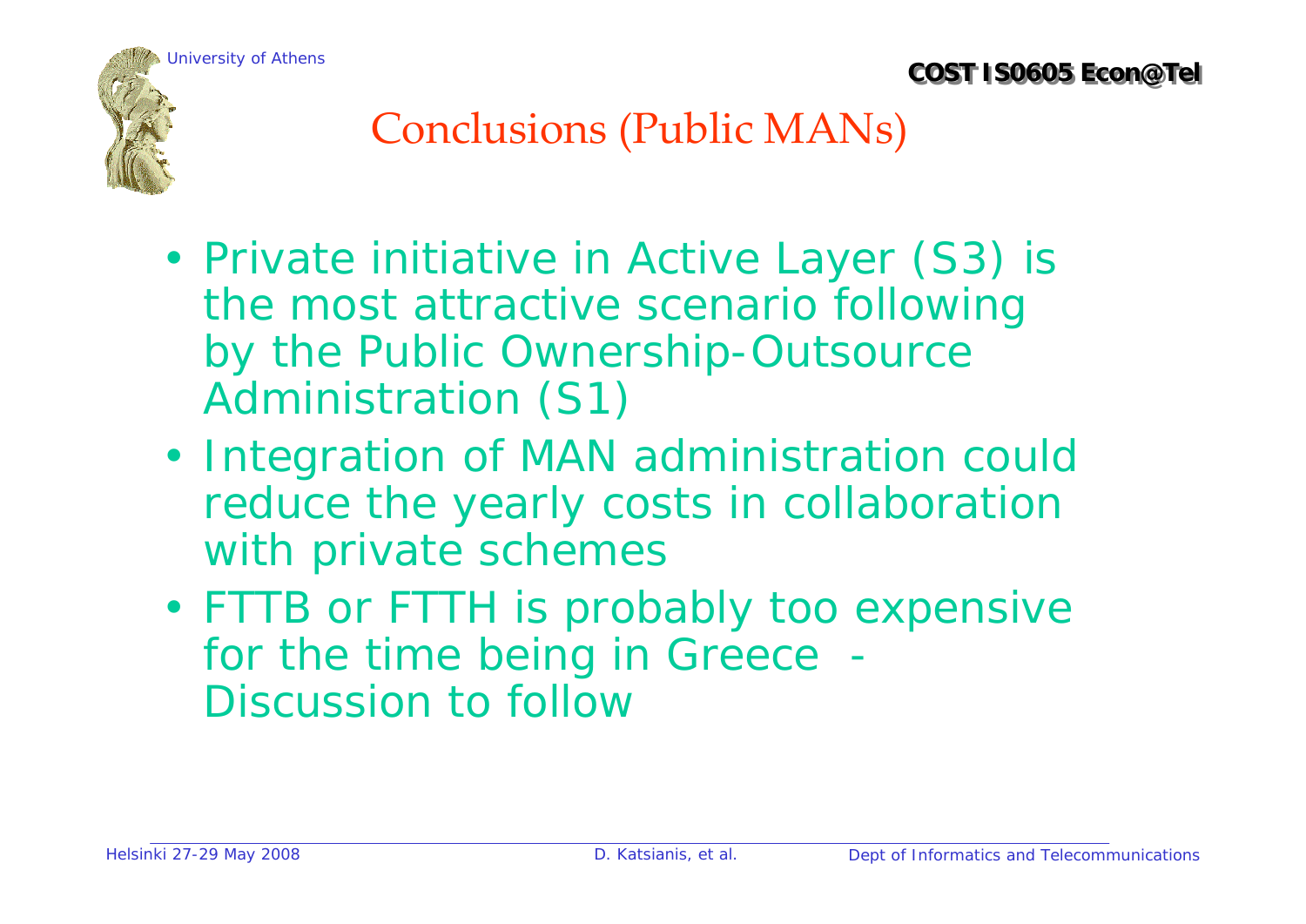# Conclusions (Public MANs)

- Private initiative in Active Layer (S3) is the most attractive scenario following by the Public Ownership-Outsource Administration (S1)
- Integration of MAN administration could reduce the yearly costs in collaboration with private schemes
- FTTB or FTTH is probably too expensive for the time being in Greece - Discussion to follow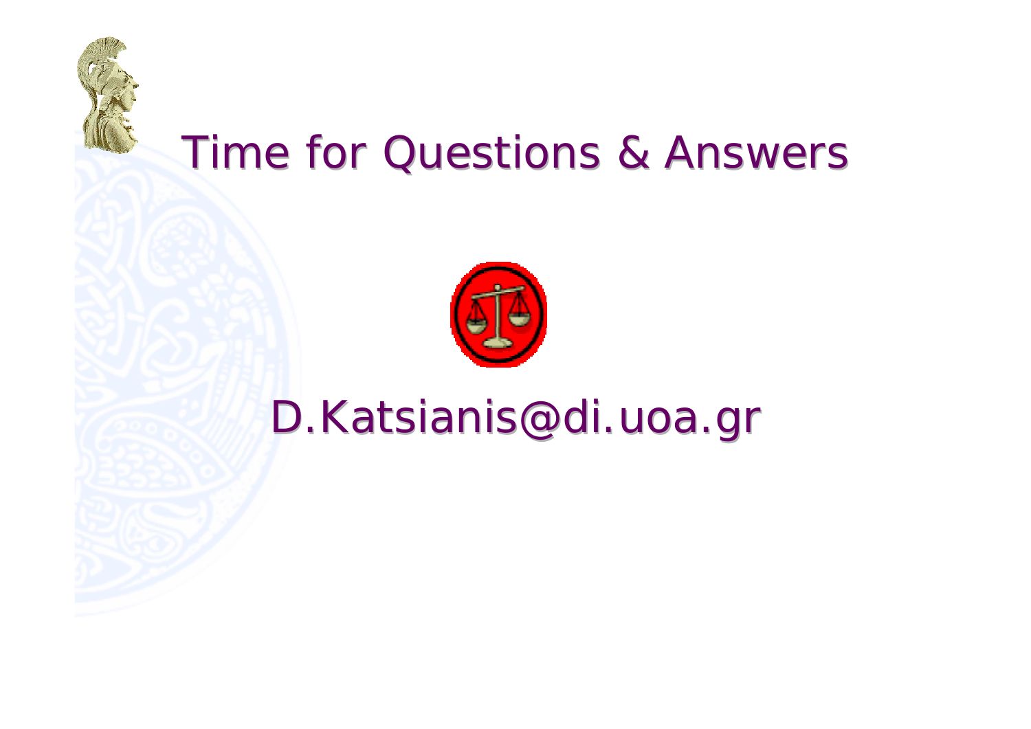# Time for Questions & Answers

D.Katsianis@di.uoa.gr